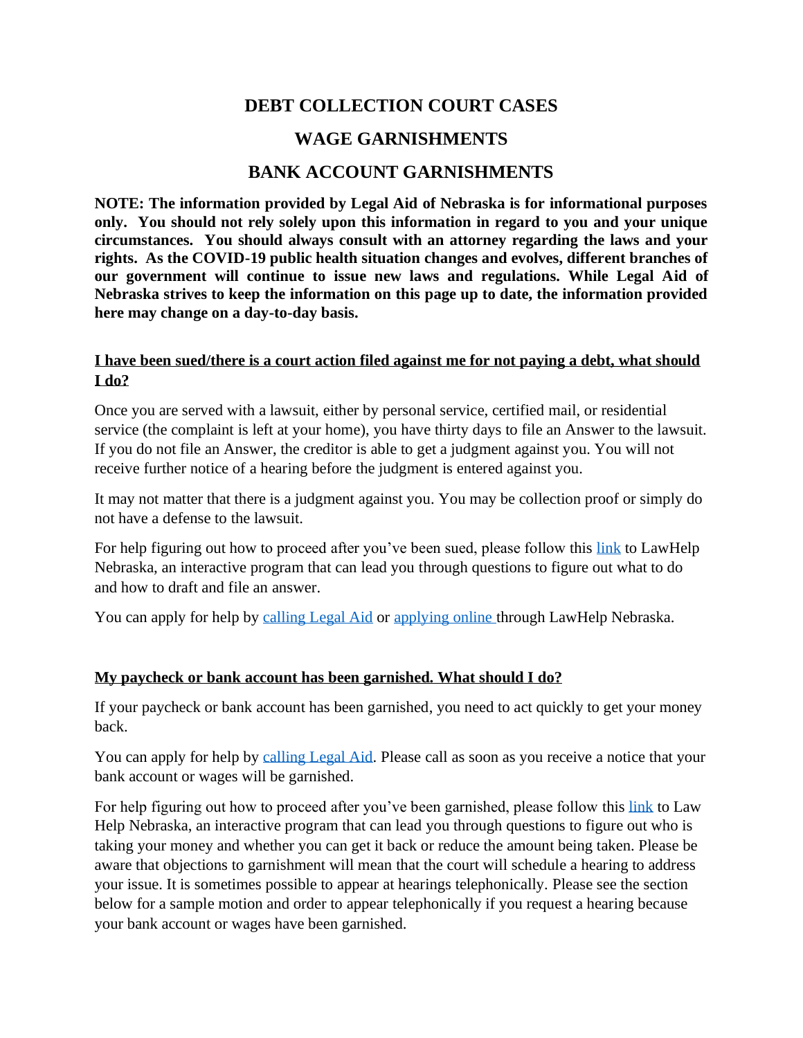# DEBT COLLECTION COURT CASES

# WAGE GARNISHMENTS

# BANK ACCOUNT GARNISHMENTS

**NOTE: The information provided by Legal Aid of Nebraska is for informational purposes only. You should not rely solely upon this information in regard to you and your unique circumstances. You should always consult with an attorney regarding the laws and your rights. As the COVID-19 public health situation changes and evolves, different branches of our government will continue to issue new laws and regulations. While Legal Aid of Nebraska strives to keep the information on this page up to date, the information provided here may change on a day-to-day basis.**

## <u>I have been sued/there is a court action filed against me for not paying a debt, what should I do?</u>

Once you are served with a lawsuit, either by personal service, certified mail, or residential service (the complaint is left at your home), you have thirty days to file an Answer to the lawsuit. If you do not file an Answer, the creditor is able to get a judgment against you. You will not receive further notice of a hearing before the judgment is entered against you.

It may not matter that there is a judgment against you. You may be collection proof or simply do not have a defense to the lawsuit.

For help figuring out how to proceed after you've been sued, please follow this link to LawHelp Nebraska, an interactive program that can lead you through questions to figure out what to do and how to draft and file an answer.

You can apply for help by calling Legal Aid or applying online through LawHelp Nebraska.

## <u>My paycheck or bank account has been garnished. What should I do?</u>

If your paycheck or bank account has been garnished, you need to act quickly to get your money back.

You can apply for help by calling Legal Aid. Please call as soon as you receive a notice that your bank account or wages will be garnished.

For help figuring out how to proceed after you've been garnished, please follow this link to Law Help Nebraska, an interactive program that can lead you through questions to figure out who is taking your money and whether you can get it back or reduce the amount being taken. Please be aware that objections to garnishment will mean that the court will schedule a hearing to address your issue. It is sometimes possible to appear at hearings telephonically. Please see the section below for a sample motion and order to appear telephonically if you request a hearing because your bank account or wages have been garnished.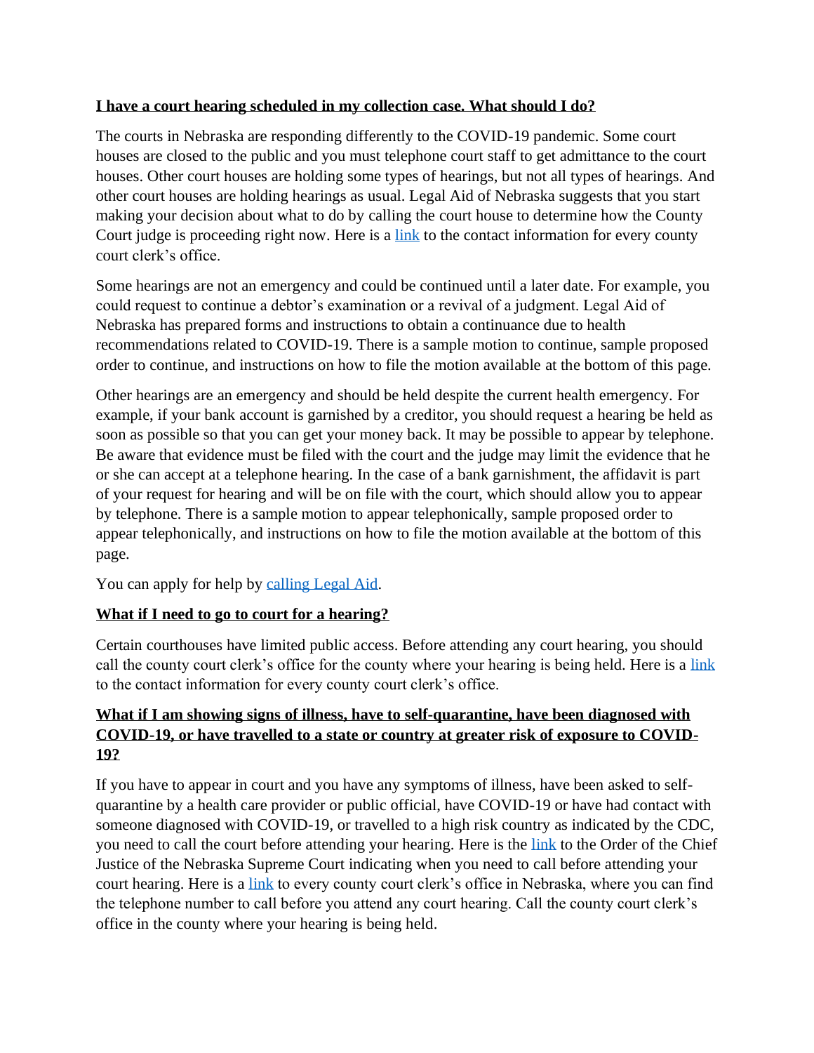**I have a court hearing scheduled in my collection case. What should I do?**

The courts in Nebraska are responding differently to the COVID-19 pandemic. Some court houses are closed to the public and you must telephone court staff to get admittance to the court houses. Other court houses are holding some types of hearings, but not all types of hearings. And other court houses are holding hearings as usual. Legal Aid of Nebraska suggests that you start making your decision about what to do by calling the court house to determine how the County Court judge is proceeding right now. Here is a link to the contact information for every county court clerk's office.

Some hearings are not an emergency and could be continued until a later date. For example, you could request to continue a debtor's examination or a revival of a judgment. Legal Aid of Nebraska has prepared forms and instructions to obtain a continuance due to health recommendations related to COVID-19. There is a sample motion to continue, sample proposed order to continue, and instructions on how to file the motion available at the bottom of this page.

Other hearings are an emergency and should be held despite the current health emergency. For example, if your bank account is garnished by a creditor, you should request a hearing be held as soon as possible so that you can get your money back. It may be possible to appear by telephone. Be aware that evidence must be filed with the court and the judge may limit the evidence that he or she can accept at a telephone hearing. In the case of a bank garnishment, the affidavit is part of your request for hearing and will be on file with the court, which should allow you to appear by telephone. There is a sample motion to appear telephonically, sample proposed order to appear telephonically, and instructions on how to file the motion available at the bottom of this page.

You can apply for help by calling Legal Aid.

**What if I need to go to court for a hearing?**

Certain courthouses have limited public access. Before attending any court hearing, you should call the county court clerk's office for the county where your hearing is being held. Here is a link to the contact information for every county court clerk's office.

**What if I am showing signs of illness, have to self-quarantine, have been diagnosed with COVID-19, or have travelled to a state or country at greater risk of exposure to COVID-19?**

If you have to appear in court and you have any symptoms of illness, have been asked to self-quarantine by a health care provider or public official, have COVID-19 or have had contact with someone diagnosed with COVID-19, or travelled to a high risk country as indicated by the CDC, you need to call the court before attending your hearing. Here is the link to the Order of the Chief Justice of the Nebraska Supreme Court indicating when you need to call before attending your court hearing. Here is a link to every county court clerk's office in Nebraska, where you can find the telephone number to call before you attend any court hearing. Call the county court clerk's office in the county where your hearing is being held.